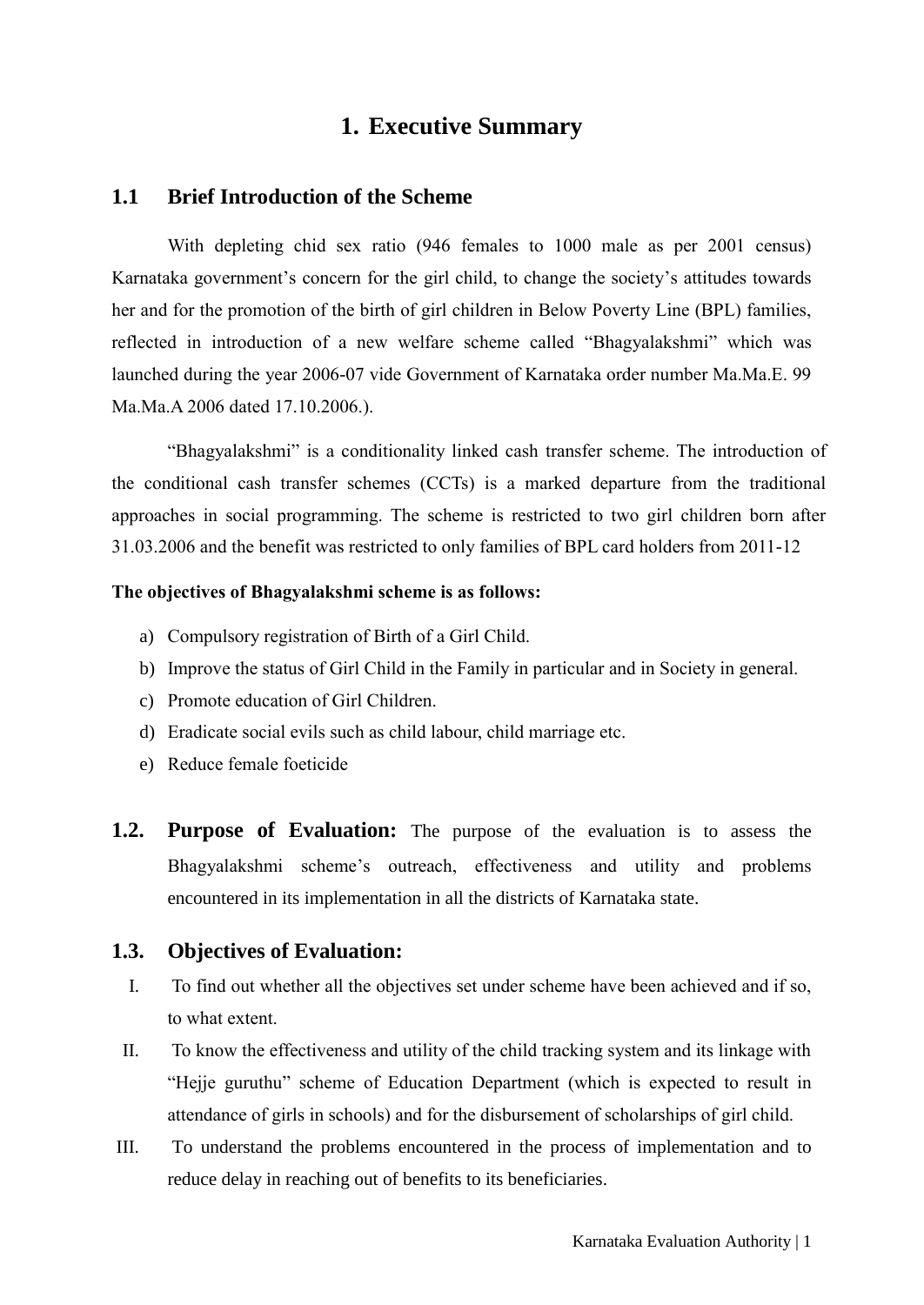# 1. Executive Summary

## 1.1 Brief Introduction of the Scheme

With depleting chid sex ratio (946 females to 1000 male as per 2001 census) Karnataka government's concern for the girl child, to change the society's attitudes towards her and for the promotion of the birth of girl children in Below Poverty Line (BPL) families, reflected in introduction of a new welfare scheme called "Bhagyalakshmi" which was launched during the year 2006-07 vide Government of Karnataka order number Ma.Ma.E. 99 Ma.Ma.A 2006 dated 17.10.2006.).

"Bhagyalakshmi" is a conditionality linked cash transfer scheme. The introduction of the conditional cash transfer schemes (CCTs) is a marked departure from the traditional approaches in social programming. The scheme is restricted to two girl children born after 31.03.2006 and the benefit was restricted to only families of BPL card holders from 2011-12

**The objectives of Bhagyalakshmi scheme is as follows:**

a) Compulsory registration of Birth of a Girl Child.
b) Improve the status of Girl Child in the Family in particular and in Society in general.
c) Promote education of Girl Children.
d) Eradicate social evils such as child labour, child marriage etc.
e) Reduce female foeticide

## 1.2. Purpose of Evaluation:

The purpose of the evaluation is to assess the Bhagyalakshmi scheme's outreach, effectiveness and utility and problems encountered in its implementation in all the districts of Karnataka state.

## 1.3. Objectives of Evaluation:

I. To find out whether all the objectives set under scheme have been achieved and if so, to what extent.
II. To know the effectiveness and utility of the child tracking system and its linkage with "Hejje guruthu" scheme of Education Department (which is expected to result in attendance of girls in schools) and for the disbursement of scholarships of girl child.
III. To understand the problems encountered in the process of implementation and to reduce delay in reaching out of benefits to its beneficiaries.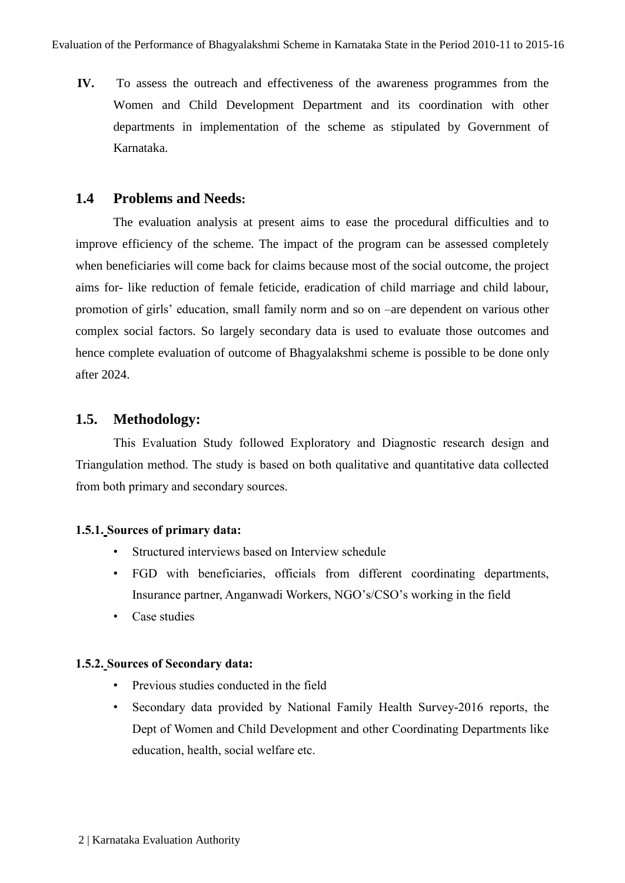**IV.** To assess the outreach and effectiveness of the awareness programmes from the Women and Child Development Department and its coordination with other departments in implementation of the scheme as stipulated by Government of Karnataka.

## 1.4 Problems and Needs:

The evaluation analysis at present aims to ease the procedural difficulties and to improve efficiency of the scheme. The impact of the program can be assessed completely when beneficiaries will come back for claims because most of the social outcome, the project aims for- like reduction of female feticide, eradication of child marriage and child labour, promotion of girls' education, small family norm and so on –are dependent on various other complex social factors. So largely secondary data is used to evaluate those outcomes and hence complete evaluation of outcome of Bhagyalakshmi scheme is possible to be done only after 2024.

## 1.5. Methodology:

This Evaluation Study followed Exploratory and Diagnostic research design and Triangulation method. The study is based on both qualitative and quantitative data collected from both primary and secondary sources.

### 1.5.1. Sources of primary data:

- Structured interviews based on Interview schedule
- FGD with beneficiaries, officials from different coordinating departments, Insurance partner, Anganwadi Workers, NGO's/CSO's working in the field
- Case studies

### 1.5.2. Sources of Secondary data:

- Previous studies conducted in the field
- Secondary data provided by National Family Health Survey-2016 reports, the Dept of Women and Child Development and other Coordinating Departments like education, health, social welfare etc.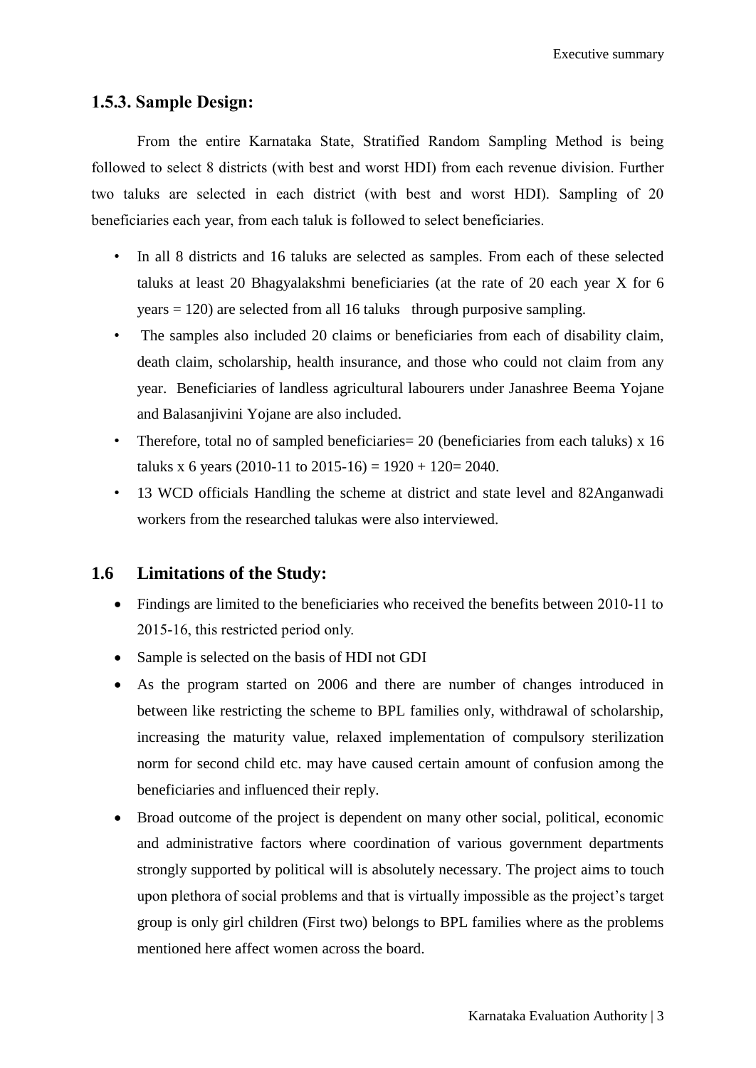### 1.5.3. Sample Design:

From the entire Karnataka State, Stratified Random Sampling Method is being followed to select 8 districts (with best and worst HDI) from each revenue division. Further two taluks are selected in each district (with best and worst HDI). Sampling of 20 beneficiaries each year, from each taluk is followed to select beneficiaries.

- In all 8 districts and 16 taluks are selected as samples. From each of these selected taluks at least 20 Bhagyalakshmi beneficiaries (at the rate of 20 each year X for 6 years = 120) are selected from all 16 taluks through purposive sampling.
- The samples also included 20 claims or beneficiaries from each of disability claim, death claim, scholarship, health insurance, and those who could not claim from any year. Beneficiaries of landless agricultural labourers under Janashree Beema Yojane and Balasanjivini Yojane are also included.
- Therefore, total no of sampled beneficiaries= 20 (beneficiaries from each taluks) x 16 taluks x 6 years (2010-11 to 2015-16) = 1920 + 120= 2040.
- 13 WCD officials Handling the scheme at district and state level and 82Anganwadi workers from the researched talukas were also interviewed.

## 1.6 Limitations of the Study:

- Findings are limited to the beneficiaries who received the benefits between 2010-11 to 2015-16, this restricted period only.
- Sample is selected on the basis of HDI not GDI
- As the program started on 2006 and there are number of changes introduced in between like restricting the scheme to BPL families only, withdrawal of scholarship, increasing the maturity value, relaxed implementation of compulsory sterilization norm for second child etc. may have caused certain amount of confusion among the beneficiaries and influenced their reply.
- Broad outcome of the project is dependent on many other social, political, economic and administrative factors where coordination of various government departments strongly supported by political will is absolutely necessary. The project aims to touch upon plethora of social problems and that is virtually impossible as the project's target group is only girl children (First two) belongs to BPL families where as the problems mentioned here affect women across the board.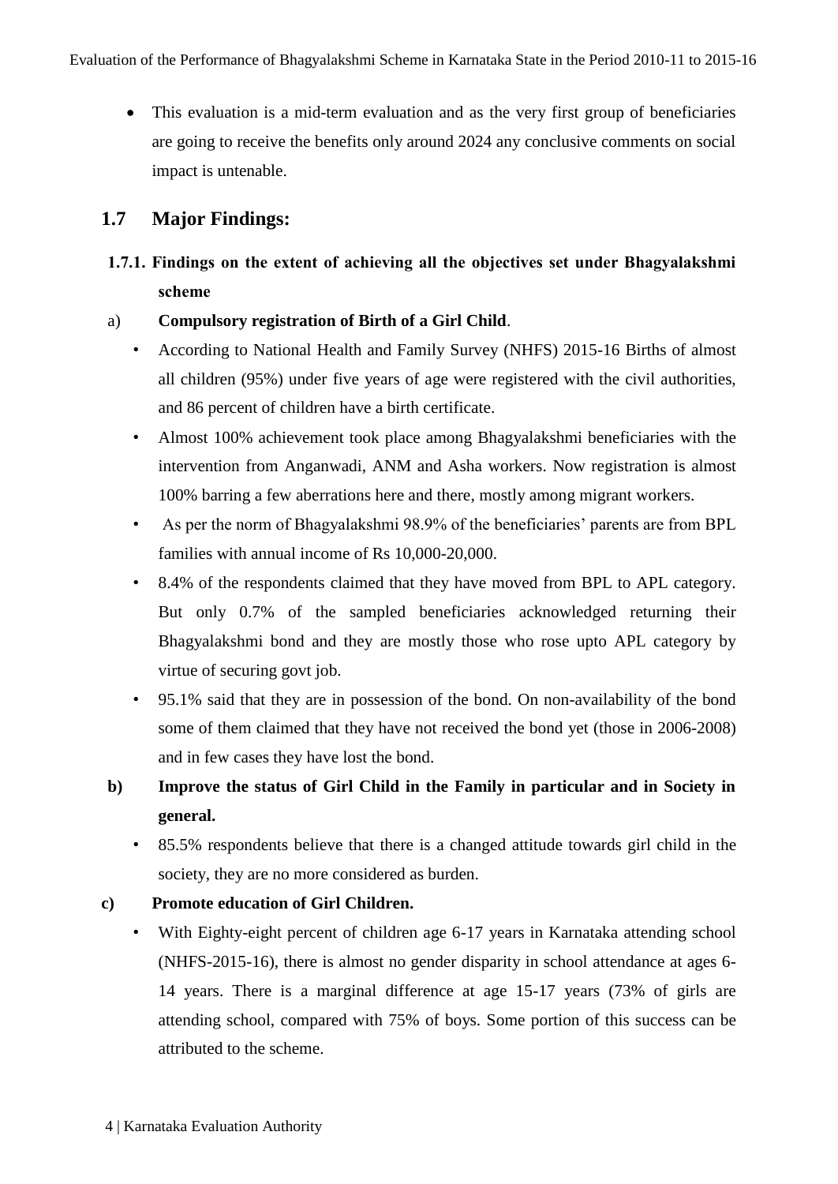- This evaluation is a mid-term evaluation and as the very first group of beneficiaries are going to receive the benefits only around 2024 any conclusive comments on social impact is untenable.

## 1.7 Major Findings:

### 1.7.1. Findings on the extent of achieving all the objectives set under Bhagyalakshmi scheme

a) **Compulsory registration of Birth of a Girl Child**.

- According to National Health and Family Survey (NHFS) 2015-16 Births of almost all children (95%) under five years of age were registered with the civil authorities, and 86 percent of children have a birth certificate.
- Almost 100% achievement took place among Bhagyalakshmi beneficiaries with the intervention from Anganwadi, ANM and Asha workers. Now registration is almost 100% barring a few aberrations here and there, mostly among migrant workers.
- As per the norm of Bhagyalakshmi 98.9% of the beneficiaries' parents are from BPL families with annual income of Rs 10,000-20,000.
- 8.4% of the respondents claimed that they have moved from BPL to APL category. But only 0.7% of the sampled beneficiaries acknowledged returning their Bhagyalakshmi bond and they are mostly those who rose upto APL category by virtue of securing govt job.
- 95.1% said that they are in possession of the bond. On non-availability of the bond some of them claimed that they have not received the bond yet (those in 2006-2008) and in few cases they have lost the bond.

**b) Improve the status of Girl Child in the Family in particular and in Society in general.**

- 85.5% respondents believe that there is a changed attitude towards girl child in the society, they are no more considered as burden.

**c) Promote education of Girl Children.**

- With Eighty-eight percent of children age 6-17 years in Karnataka attending school (NHFS-2015-16), there is almost no gender disparity in school attendance at ages 6-14 years. There is a marginal difference at age 15-17 years (73% of girls are attending school, compared with 75% of boys. Some portion of this success can be attributed to the scheme.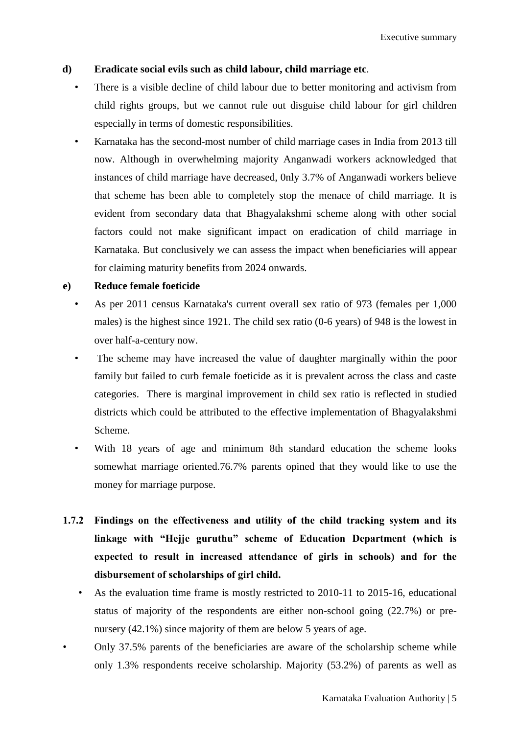**d) Eradicate social evils such as child labour, child marriage etc**.

- There is a visible decline of child labour due to better monitoring and activism from child rights groups, but we cannot rule out disguise child labour for girl children especially in terms of domestic responsibilities.
- Karnataka has the second-most number of child marriage cases in India from 2013 till now. Although in overwhelming majority Anganwadi workers acknowledged that instances of child marriage have decreased, 0nly 3.7% of Anganwadi workers believe that scheme has been able to completely stop the menace of child marriage. It is evident from secondary data that Bhagyalakshmi scheme along with other social factors could not make significant impact on eradication of child marriage in Karnataka. But conclusively we can assess the impact when beneficiaries will appear for claiming maturity benefits from 2024 onwards.

**e) Reduce female foeticide**

- As per 2011 census Karnataka's current overall sex ratio of 973 (females per 1,000 males) is the highest since 1921. The child sex ratio (0-6 years) of 948 is the lowest in over half-a-century now.
- The scheme may have increased the value of daughter marginally within the poor family but failed to curb female foeticide as it is prevalent across the class and caste categories. There is marginal improvement in child sex ratio is reflected in studied districts which could be attributed to the effective implementation of Bhagyalakshmi Scheme.
- With 18 years of age and minimum 8th standard education the scheme looks somewhat marriage oriented.76.7% parents opined that they would like to use the money for marriage purpose.

**1.7.2 Findings on the effectiveness and utility of the child tracking system and its linkage with "Hejje guruthu" scheme of Education Department (which is expected to result in increased attendance of girls in schools) and for the disbursement of scholarships of girl child.**

- As the evaluation time frame is mostly restricted to 2010-11 to 2015-16, educational status of majority of the respondents are either non-school going (22.7%) or pre-nursery (42.1%) since majority of them are below 5 years of age.
- Only 37.5% parents of the beneficiaries are aware of the scholarship scheme while only 1.3% respondents receive scholarship. Majority (53.2%) of parents as well as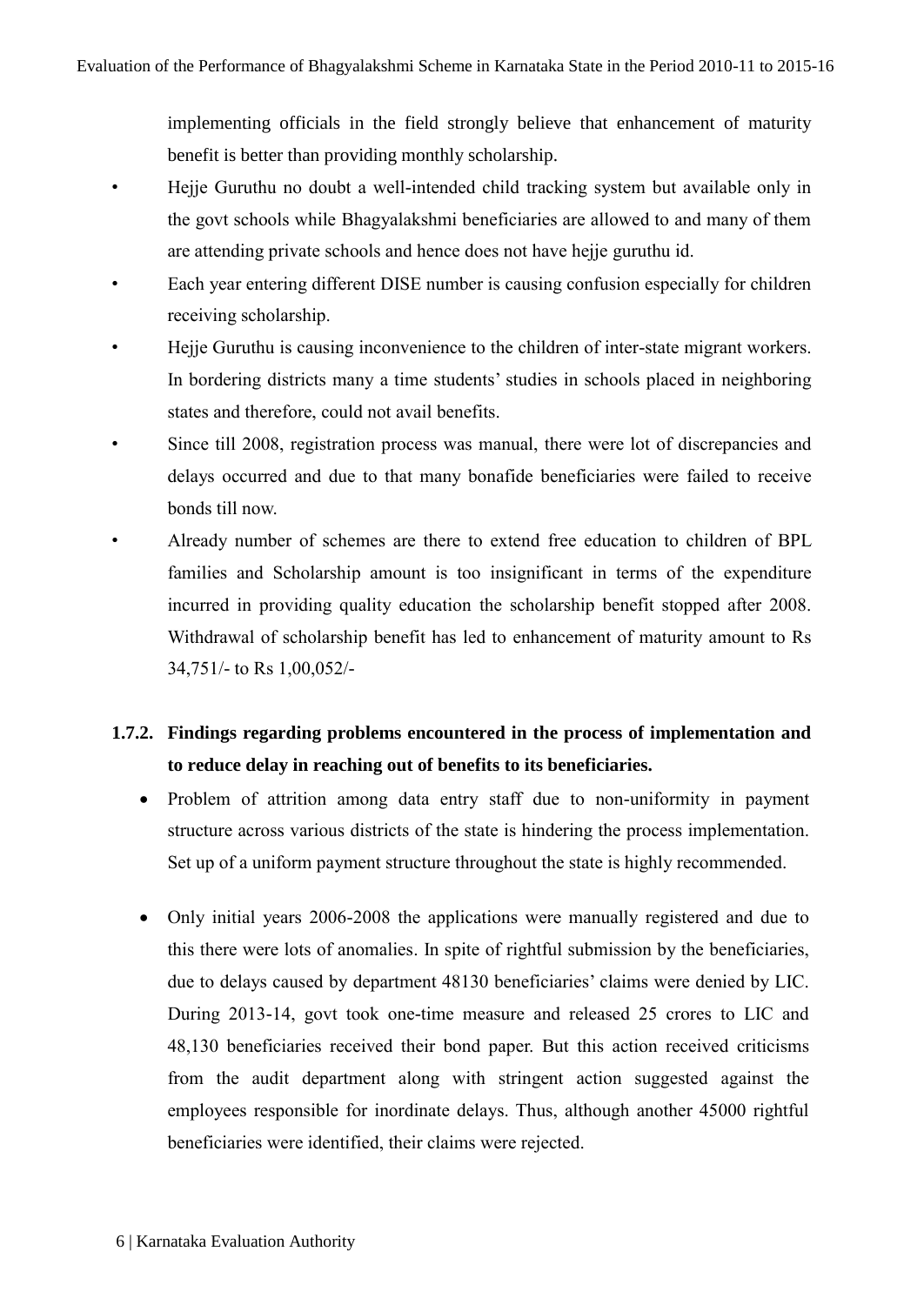implementing officials in the field strongly believe that enhancement of maturity benefit is better than providing monthly scholarship.

- Hejje Guruthu no doubt a well-intended child tracking system but available only in the govt schools while Bhagyalakshmi beneficiaries are allowed to and many of them are attending private schools and hence does not have hejje guruthu id.
- Each year entering different DISE number is causing confusion especially for children receiving scholarship.
- Hejje Guruthu is causing inconvenience to the children of inter-state migrant workers. In bordering districts many a time students' studies in schools placed in neighboring states and therefore, could not avail benefits.
- Since till 2008, registration process was manual, there were lot of discrepancies and delays occurred and due to that many bonafide beneficiaries were failed to receive bonds till now.
- Already number of schemes are there to extend free education to children of BPL families and Scholarship amount is too insignificant in terms of the expenditure incurred in providing quality education the scholarship benefit stopped after 2008. Withdrawal of scholarship benefit has led to enhancement of maturity amount to Rs 34,751/- to Rs 1,00,052/-

### 1.7.2. Findings regarding problems encountered in the process of implementation and to reduce delay in reaching out of benefits to its beneficiaries.

- Problem of attrition among data entry staff due to non-uniformity in payment structure across various districts of the state is hindering the process implementation. Set up of a uniform payment structure throughout the state is highly recommended.

- Only initial years 2006-2008 the applications were manually registered and due to this there were lots of anomalies. In spite of rightful submission by the beneficiaries, due to delays caused by department 48130 beneficiaries' claims were denied by LIC. During 2013-14, govt took one-time measure and released 25 crores to LIC and 48,130 beneficiaries received their bond paper. But this action received criticisms from the audit department along with stringent action suggested against the employees responsible for inordinate delays. Thus, although another 45000 rightful beneficiaries were identified, their claims were rejected.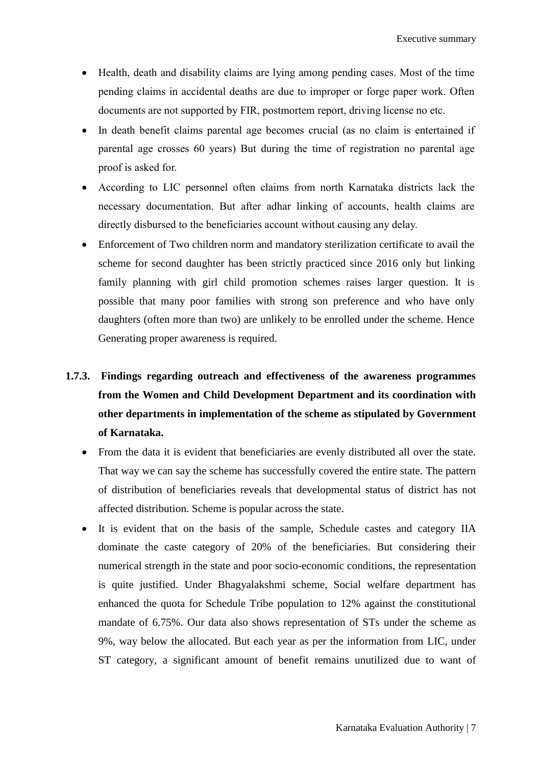- Health, death and disability claims are lying among pending cases. Most of the time pending claims in accidental deaths are due to improper or forge paper work. Often documents are not supported by FIR, postmortem report, driving license no etc.
- In death benefit claims parental age becomes crucial (as no claim is entertained if parental age crosses 60 years) But during the time of registration no parental age proof is asked for.
- According to LIC personnel often claims from north Karnataka districts lack the necessary documentation. But after adhar linking of accounts, health claims are directly disbursed to the beneficiaries account without causing any delay.
- Enforcement of Two children norm and mandatory sterilization certificate to avail the scheme for second daughter has been strictly practiced since 2016 only but linking family planning with girl child promotion schemes raises larger question. It is possible that many poor families with strong son preference and who have only daughters (often more than two) are unlikely to be enrolled under the scheme. Hence Generating proper awareness is required.

### 1.7.3. Findings regarding outreach and effectiveness of the awareness programmes from the Women and Child Development Department and its coordination with other departments in implementation of the scheme as stipulated by Government of Karnataka.

- From the data it is evident that beneficiaries are evenly distributed all over the state. That way we can say the scheme has successfully covered the entire state. The pattern of distribution of beneficiaries reveals that developmental status of district has not affected distribution. Scheme is popular across the state.
- It is evident that on the basis of the sample, Schedule castes and category IIA dominate the caste category of 20% of the beneficiaries. But considering their numerical strength in the state and poor socio-economic conditions, the representation is quite justified. Under Bhagyalakshmi scheme, Social welfare department has enhanced the quota for Schedule Tribe population to 12% against the constitutional mandate of 6.75%. Our data also shows representation of STs under the scheme as 9%, way below the allocated. But each year as per the information from LIC, under ST category, a significant amount of benefit remains unutilized due to want of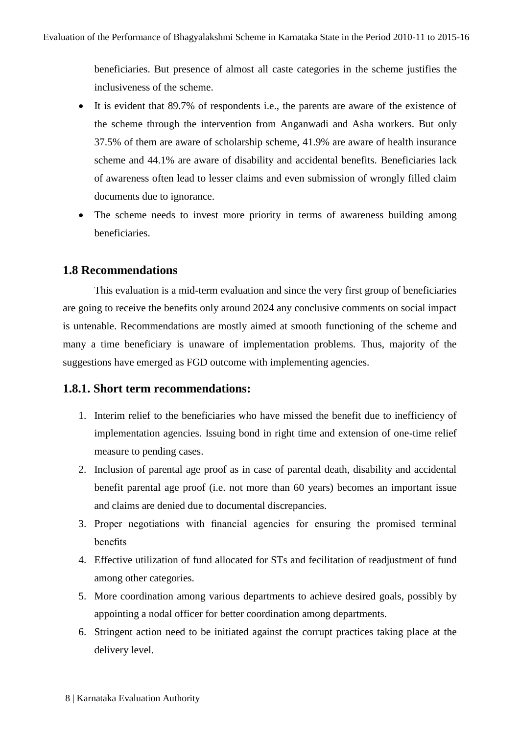beneficiaries. But presence of almost all caste categories in the scheme justifies the inclusiveness of the scheme.

- It is evident that 89.7% of respondents i.e., the parents are aware of the existence of the scheme through the intervention from Anganwadi and Asha workers. But only 37.5% of them are aware of scholarship scheme, 41.9% are aware of health insurance scheme and 44.1% are aware of disability and accidental benefits. Beneficiaries lack of awareness often lead to lesser claims and even submission of wrongly filled claim documents due to ignorance.
- The scheme needs to invest more priority in terms of awareness building among beneficiaries.

## 1.8 Recommendations

This evaluation is a mid-term evaluation and since the very first group of beneficiaries are going to receive the benefits only around 2024 any conclusive comments on social impact is untenable. Recommendations are mostly aimed at smooth functioning of the scheme and many a time beneficiary is unaware of implementation problems. Thus, majority of the suggestions have emerged as FGD outcome with implementing agencies.

### 1.8.1. Short term recommendations:

1. Interim relief to the beneficiaries who have missed the benefit due to inefficiency of implementation agencies. Issuing bond in right time and extension of one-time relief measure to pending cases.
2. Inclusion of parental age proof as in case of parental death, disability and accidental benefit parental age proof (i.e. not more than 60 years) becomes an important issue and claims are denied due to documental discrepancies.
3. Proper negotiations with financial agencies for ensuring the promised terminal benefits
4. Effective utilization of fund allocated for STs and fecilitation of readjustment of fund among other categories.
5. More coordination among various departments to achieve desired goals, possibly by appointing a nodal officer for better coordination among departments.
6. Stringent action need to be initiated against the corrupt practices taking place at the delivery level.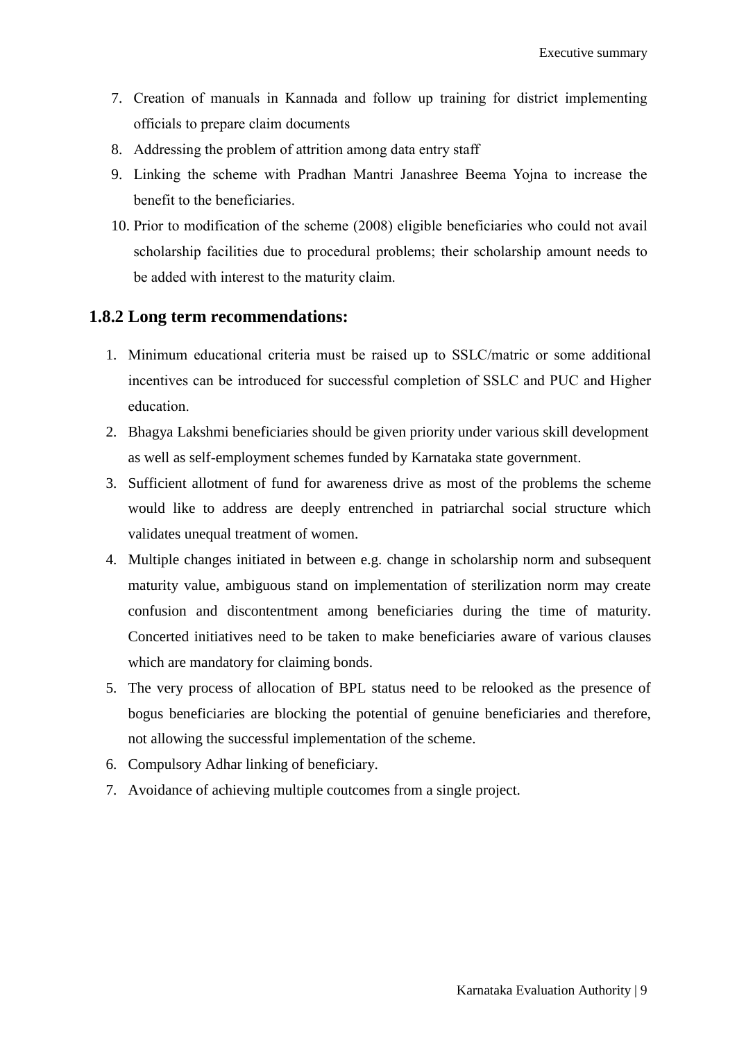7. Creation of manuals in Kannada and follow up training for district implementing officials to prepare claim documents
8. Addressing the problem of attrition among data entry staff
9. Linking the scheme with Pradhan Mantri Janashree Beema Yojna to increase the benefit to the beneficiaries.
10. Prior to modification of the scheme (2008) eligible beneficiaries who could not avail scholarship facilities due to procedural problems; their scholarship amount needs to be added with interest to the maturity claim.

### 1.8.2 Long term recommendations:

1. Minimum educational criteria must be raised up to SSLC/matric or some additional incentives can be introduced for successful completion of SSLC and PUC and Higher education.
2. Bhagya Lakshmi beneficiaries should be given priority under various skill development as well as self-employment schemes funded by Karnataka state government.
3. Sufficient allotment of fund for awareness drive as most of the problems the scheme would like to address are deeply entrenched in patriarchal social structure which validates unequal treatment of women.
4. Multiple changes initiated in between e.g. change in scholarship norm and subsequent maturity value, ambiguous stand on implementation of sterilization norm may create confusion and discontentment among beneficiaries during the time of maturity. Concerted initiatives need to be taken to make beneficiaries aware of various clauses which are mandatory for claiming bonds.
5. The very process of allocation of BPL status need to be relooked as the presence of bogus beneficiaries are blocking the potential of genuine beneficiaries and therefore, not allowing the successful implementation of the scheme.
6. Compulsory Adhar linking of beneficiary.
7. Avoidance of achieving multiple coutcomes from a single project.